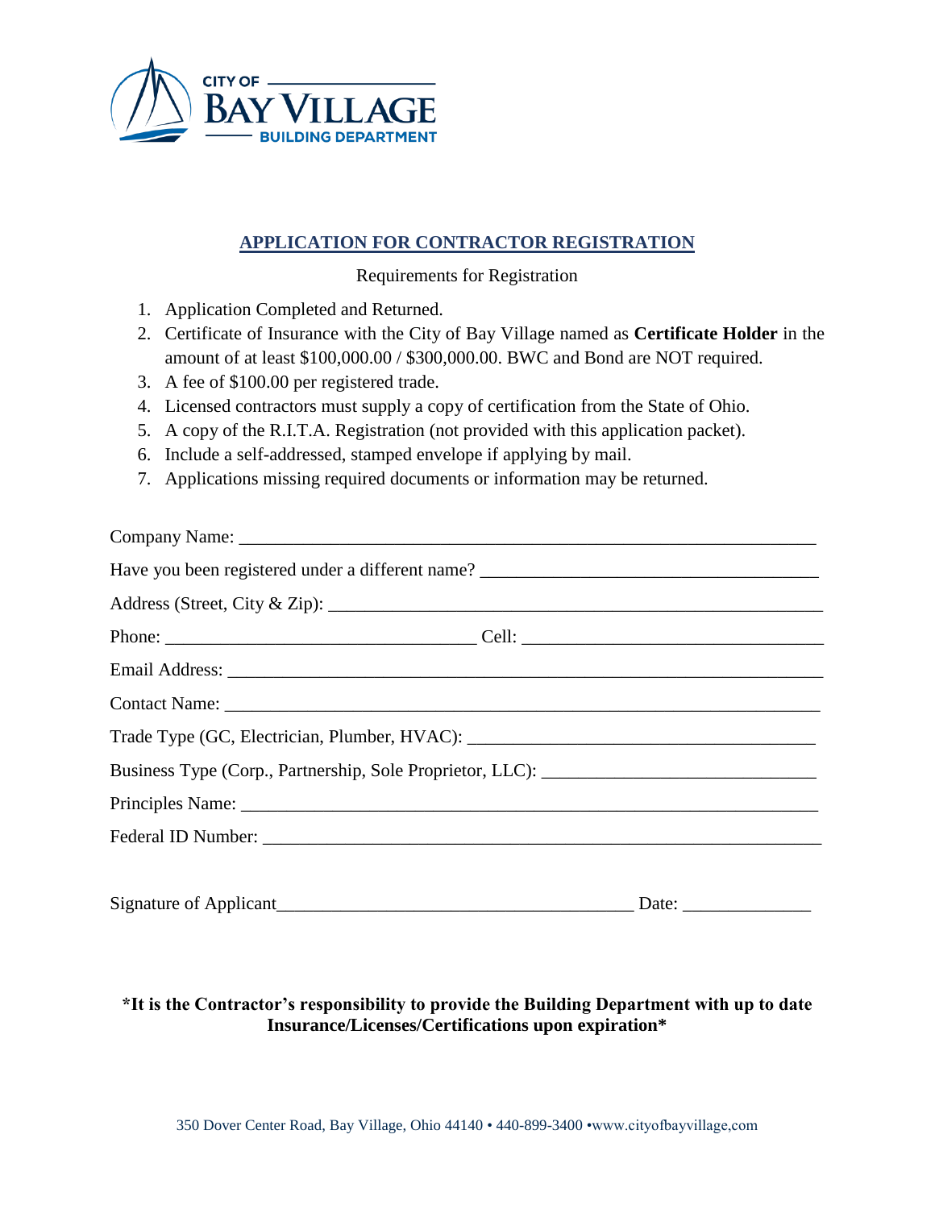CITY OF BAY VILLAGE
BUILDING DEPARTMENT

# APPLICATION FOR CONTRACTOR REGISTRATION

Requirements for Registration

1. Application Completed and Returned.
2. Certificate of Insurance with the City of Bay Village named as **Certificate Holder** in the amount of at least $100,000.00 / $300,000.00. BWC and Bond are NOT required.
3. A fee of $100.00 per registered trade.
4. Licensed contractors must supply a copy of certification from the State of Ohio.
5. A copy of the R.I.T.A. Registration (not provided with this application packet).
6. Include a self-addressed, stamped envelope if applying by mail.
7. Applications missing required documents or information may be returned.

Company Name: ___________________________________________________________

Have you been registered under a different name? ___________________________________

Address (Street, City & Zip): _______________________________________________

Phone: _________________________________ Cell: _________________________________

Email Address: ____________________________________________________________

Contact Name: ____________________________________________________________

Trade Type (GC, Electrician, Plumber, HVAC): _____________________________________

Business Type (Corp., Partnership, Sole Proprietor, LLC): ___________________________

Principles Name: __________________________________________________________

Federal ID Number: ________________________________________________________

Signature of Applicant_____________________________________ Date: _____________

**\*It is the Contractor's responsibility to provide the Building Department with up to date Insurance/Licenses/Certifications upon expiration\***

350 Dover Center Road, Bay Village, Ohio 44140 • 440-899-3400 •www.cityofbayvillage,com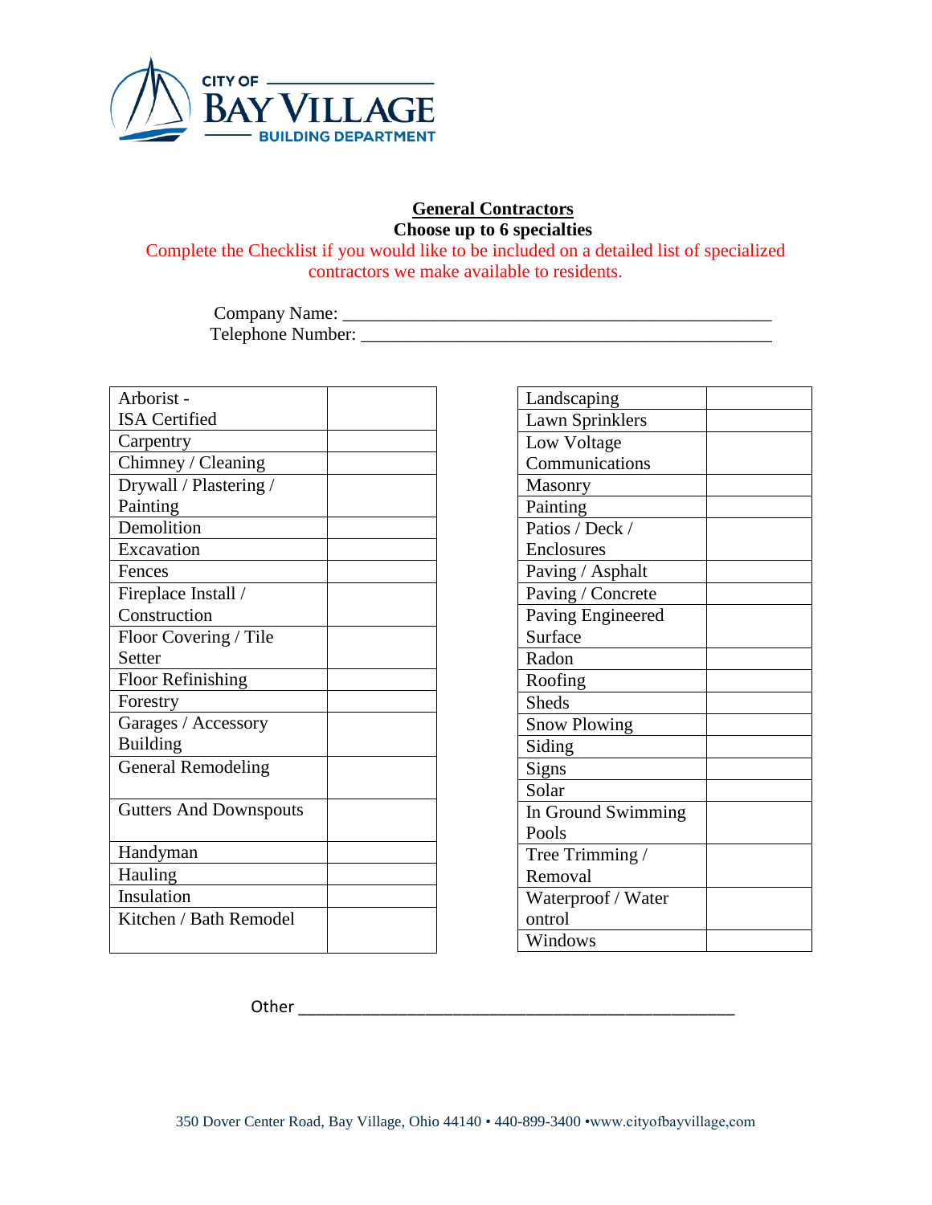CITY OF BAY VILLAGE BUILDING DEPARTMENT

## General Contractors

**Choose up to 6 specialties**

Complete the Checklist if you would like to be included on a detailed list of specialized contractors we make available to residents.

Company Name: ______________________________________________

Telephone Number: __________________________________________

| | |
|---|---|
| Arborist - ISA Certified | |
| Carpentry | |
| Chimney / Cleaning | |
| Drywall / Plastering / Painting | |
| Demolition | |
| Excavation | |
| Fences | |
| Fireplace Install / Construction | |
| Floor Covering / Tile Setter | |
| Floor Refinishing | |
| Forestry | |
| Garages / Accessory Building | |
| General Remodeling | |
| Gutters And Downspouts | |
| Handyman | |
| Hauling | |
| Insulation | |
| Kitchen / Bath Remodel | |

| | |
|---|---|
| Landscaping | |
| Lawn Sprinklers | |
| Low Voltage Communications | |
| Masonry | |
| Painting | |
| Patios / Deck / Enclosures | |
| Paving / Asphalt | |
| Paving / Concrete | |
| Paving Engineered Surface | |
| Radon | |
| Roofing | |
| Sheds | |
| Snow Plowing | |
| Siding | |
| Signs | |
| Solar | |
| In Ground Swimming Pools | |
| Tree Trimming / Removal | |
| Waterproof / Water ontrol | |
| Windows | |

Other ________________________________________________

350 Dover Center Road, Bay Village, Ohio 44140 • 440-899-3400 •www.cityofbayvillage,com